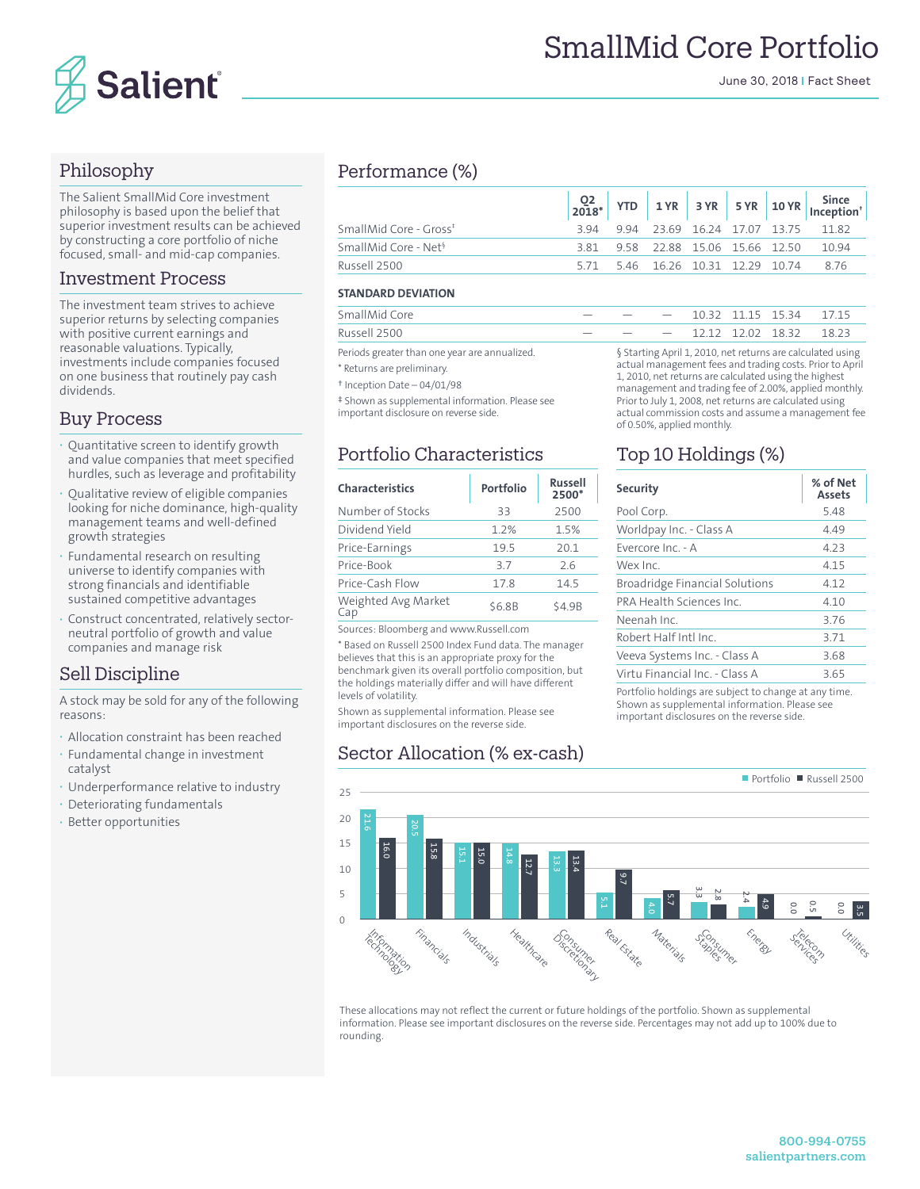# SmallMid Core Portfolio

June 30, 2018 | Fact Sheet

## Philosophy

The Salient SmallMid Core investment philosophy is based upon the belief that superior investment results can be achieved by constructing a core portfolio of niche focused, small- and mid-cap companies.

## Investment Process

The investment team strives to achieve superior returns by selecting companies with positive current earnings and reasonable valuations. Typically, investments include companies focused on one business that routinely pay cash dividends.

## Buy Process

- Quantitative screen to identify growth and value companies that meet specified hurdles, such as leverage and profitability
- Qualitative review of eligible companies looking for niche dominance, high-quality management teams and well-defined growth strategies
- Fundamental research on resulting universe to identify companies with strong financials and identifiable sustained competitive advantages
- Construct concentrated, relatively sector-neutral portfolio of growth and value companies and manage risk

## Sell Discipline

A stock may be sold for any of the following reasons:

- Allocation constraint has been reached
- Fundamental change in investment catalyst
- Underperformance relative to industry
- Deteriorating fundamentals
- Better opportunities

## Performance (%)

| | Q2 2018* | YTD | 1 YR | 3 YR | 5 YR | 10 YR | Since Inception† |
|---|---|---|---|---|---|---|---|
| SmallMid Core - Gross‡ | 3.94 | 9.94 | 23.69 | 16.24 | 17.07 | 13.75 | 11.82 |
| SmallMid Core - Net§ | 3.81 | 9.58 | 22.88 | 15.06 | 15.66 | 12.50 | 10.94 |
| Russell 2500 | 5.71 | 5.46 | 16.26 | 10.31 | 12.29 | 10.74 | 8.76 |
| **STANDARD DEVIATION** | | | | | | | |
| SmallMid Core | — | — | — | 10.32 | 11.15 | 15.34 | 17.15 |
| Russell 2500 | — | — | — | 12.12 | 12.02 | 18.32 | 18.23 |

Periods greater than one year are annualized.

\* Returns are preliminary.

† Inception Date – 04/01/98

‡ Shown as supplemental information. Please see important disclosure on reverse side.

§ Starting April 1, 2010, net returns are calculated using actual management fees and trading costs. Prior to April 1, 2010, net returns are calculated using the highest management and trading fee of 2.00%, applied monthly. Prior to July 1, 2008, net returns are calculated using actual commission costs and assume a management fee of 0.50%, applied monthly.

## Portfolio Characteristics

| Characteristics | Portfolio | Russell 2500* |
|---|---|---|
| Number of Stocks | 33 | 2500 |
| Dividend Yield | 1.2% | 1.5% |
| Price-Earnings | 19.5 | 20.1 |
| Price-Book | 3.7 | 2.6 |
| Price-Cash Flow | 17.8 | 14.5 |
| Weighted Avg Market Cap | $6.8B | $4.9B |

Sources: Bloomberg and www.Russell.com

\* Based on Russell 2500 Index Fund data. The manager believes that this is an appropriate proxy for the benchmark given its overall portfolio composition, but the holdings materially differ and will have different levels of volatility.

Shown as supplemental information. Please see important disclosures on the reverse side.

## Top 10 Holdings (%)

| Security | % of Net Assets |
|---|---|
| Pool Corp. | 5.48 |
| Worldpay Inc. - Class A | 4.49 |
| Evercore Inc. - A | 4.23 |
| Wex Inc. | 4.15 |
| Broadridge Financial Solutions | 4.12 |
| PRA Health Sciences Inc. | 4.10 |
| Neenah Inc. | 3.76 |
| Robert Half Intl Inc. | 3.71 |
| Veeva Systems Inc. - Class A | 3.68 |
| Virtu Financial Inc. - Class A | 3.65 |

Portfolio holdings are subject to change at any time. Shown as supplemental information. Please see important disclosures on the reverse side.

## Sector Allocation (% ex-cash)

| Sector | Portfolio | Russell 2500 |
|---|---|---|
| Information Technology | 21.6 | 16.0 |
| Financials | 20.5 | 15.8 |
| Industrials | 15.1 | 15.0 |
| Healthcare | 14.8 | 12.7 |
| Consumer Discretionary | 13.3 | 13.4 |
| Real Estate | 5.1 | 9.7 |
| Materials | 4.0 | 5.7 |
| Consumer Staples | 3.3 | 2.8 |
| Energy | 2.4 | 4.9 |
| Telecom Services | 0.0 | 0.5 |
| Utilities | 0.0 | 3.5 |

These allocations may not reflect the current or future holdings of the portfolio. Shown as supplemental information. Please see important disclosures on the reverse side. Percentages may not add up to 100% due to rounding.

800-994-0755
salientpartners.com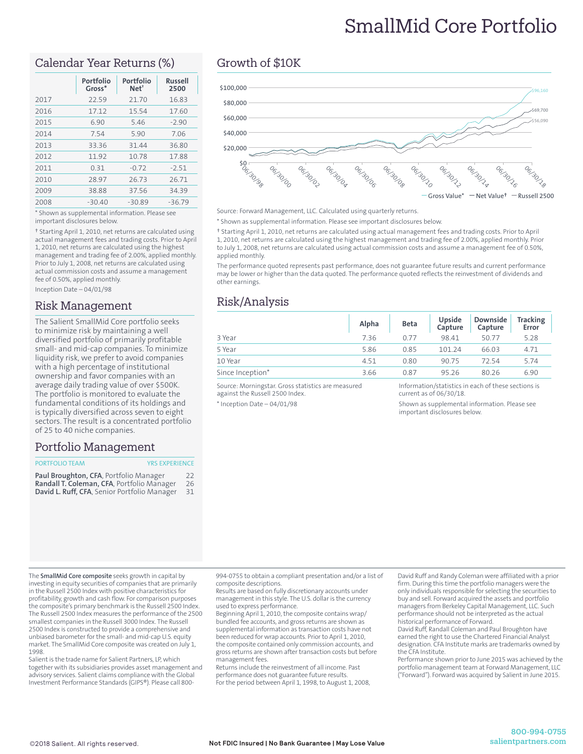# SmallMid Core Portfolio

## Calendar Year Returns (%)

| | Portfolio Gross* | Portfolio Net† | Russell 2500 |
|---|---|---|---|
| 2017 | 22.59 | 21.70 | 16.83 |
| 2016 | 17.12 | 15.54 | 17.60 |
| 2015 | 6.90 | 5.46 | -2.90 |
| 2014 | 7.54 | 5.90 | 7.06 |
| 2013 | 33.36 | 31.44 | 36.80 |
| 2012 | 11.92 | 10.78 | 17.88 |
| 2011 | 0.31 | -0.72 | -2.51 |
| 2010 | 28.97 | 26.73 | 26.71 |
| 2009 | 38.88 | 37.56 | 34.39 |
| 2008 | -30.40 | -30.89 | -36.79 |

* Shown as supplemental information. Please see important disclosures below.

† Starting April 1, 2010, net returns are calculated using actual management fees and trading costs. Prior to April 1, 2010, net returns are calculated using the highest management and trading fee of 2.00%, applied monthly. Prior to July 1, 2008, net returns are calculated using actual commission costs and assume a management fee of 0.50%, applied monthly.

Inception Date – 04/01/98

## Risk Management

The Salient SmallMid Core portfolio seeks to minimize risk by maintaining a well diversified portfolio of primarily profitable small- and mid-cap companies. To minimize liquidity risk, we prefer to avoid companies with a high percentage of institutional ownership and favor companies with an average daily trading value of over $500K. The portfolio is monitored to evaluate the fundamental conditions of its holdings and is typically diversified across seven to eight sectors. The result is a concentrated portfolio of 25 to 40 niche companies.

## Portfolio Management

| PORTFOLIO TEAM | YRS EXPERIENCE |
|---|---|
| **Paul Broughton, CFA**, Portfolio Manager | 22 |
| **Randall T. Coleman, CFA**, Portfolio Manager | 26 |
| **David L. Ruff, CFA**, Senior Portfolio Manager | 31 |

## Growth of $10K

$100,000
$80,000
$60,000
$40,000
$20,000
$0
06/30/98 06/30/00 06/30/02 06/30/04 06/30/06 06/30/08 06/30/10 06/30/12 06/30/14 06/30/16 06/30/18
$96,160
$69,700
$56,090
Gross Value* — Net Value† — Russell 2500

Source: Forward Management, LLC. Calculated using quarterly returns.

* Shown as supplemental information. Please see important disclosures below.

† Starting April 1, 2010, net returns are calculated using actual management fees and trading costs. Prior to April 1, 2010, net returns are calculated using the highest management and trading fee of 2.00%, applied monthly. Prior to July 1, 2008, net returns are calculated using actual commission costs and assume a management fee of 0.50%, applied monthly.

The performance quoted represents past performance, does not guarantee future results and current performance may be lower or higher than the data quoted. The performance quoted reflects the reinvestment of dividends and other earnings.

## Risk/Analysis

| | Alpha | Beta | Upside Capture | Downside Capture | Tracking Error |
|---|---|---|---|---|---|
| 3 Year | 7.36 | 0.77 | 98.41 | 50.77 | 5.28 |
| 5 Year | 5.86 | 0.85 | 101.24 | 66.03 | 4.71 |
| 10 Year | 4.51 | 0.80 | 90.75 | 72.54 | 5.74 |
| Since Inception* | 3.66 | 0.87 | 95.26 | 80.26 | 6.90 |

Source: Morningstar. Gross statistics are measured against the Russell 2500 Index.

* Inception Date – 04/01/98

Information/statistics in each of these sections is current as of 06/30/18.

Shown as supplemental information. Please see important disclosures below.

The **SmallMid Core composite** seeks growth in capital by investing in equity securities of companies that are primarily in the Russell 2500 Index with positive characteristics for profitability, growth and cash flow. For comparison purposes the composite's primary benchmark is the Russell 2500 Index. The Russell 2500 Index measures the performance of the 2500 smallest companies in the Russell 3000 Index. The Russell 2500 Index is constructed to provide a comprehensive and unbiased barometer for the small- and mid-cap U.S. equity market. The SmallMid Core composite was created on July 1, 1998.

Salient is the trade name for Salient Partners, LP, which together with its subsidiaries provides asset management and advisory services. Salient claims compliance with the Global Investment Performance Standards (GIPS®). Please call 800-994-0755 to obtain a compliant presentation and/or a list of composite descriptions.

Results are based on fully discretionary accounts under management in this style. The U.S. dollar is the currency used to express performance.

Beginning April 1, 2010, the composite contains wrap/bundled fee accounts, and gross returns are shown as supplemental information as transaction costs have not been reduced for wrap accounts. Prior to April 1, 2010, the composite contained only commission accounts, and gross returns are shown after transaction costs but before management fees.

Returns include the reinvestment of all income. Past performance does not guarantee future results.

For the period between April 1, 1998, to August 1, 2008, David Ruff and Randy Coleman were affiliated with a prior firm. During this time the portfolio managers were the only individuals responsible for selecting the securities to buy and sell. Forward acquired the assets and portfolio managers from Berkeley Capital Management, LLC. Such performance should not be interpreted as the actual historical performance of Forward.

David Ruff, Randall Coleman and Paul Broughton have earned the right to use the Chartered Financial Analyst designation. CFA Institute marks are trademarks owned by the CFA Institute.

Performance shown prior to June 2015 was achieved by the portfolio management team at Forward Management, LLC ("Forward"). Forward was acquired by Salient in June 2015.

©2018 Salient. All rights reserved.

**Not FDIC Insured | No Bank Guarantee | May Lose Value**

800-994-0755
salientpartners.com